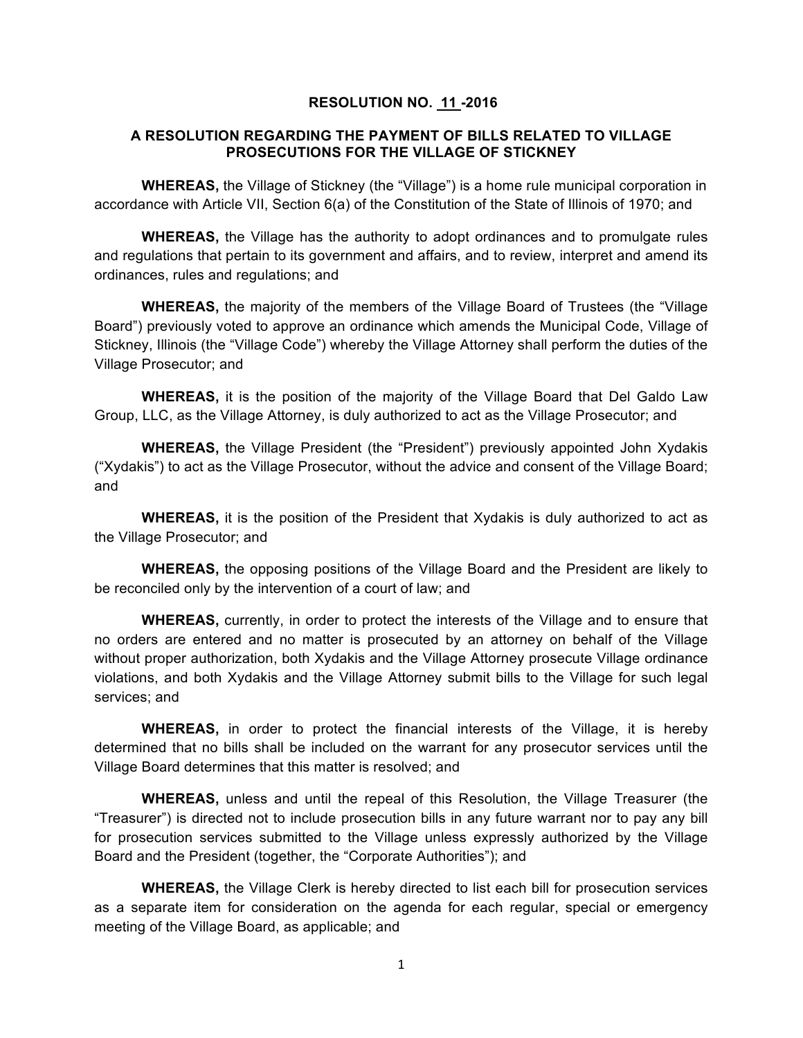# RESOLUTION NO. 11 -2016

## A RESOLUTION REGARDING THE PAYMENT OF BILLS RELATED TO VILLAGE PROSECUTIONS FOR THE VILLAGE OF STICKNEY

**WHEREAS,** the Village of Stickney (the "Village") is a home rule municipal corporation in accordance with Article VII, Section 6(a) of the Constitution of the State of Illinois of 1970; and

**WHEREAS,** the Village has the authority to adopt ordinances and to promulgate rules and regulations that pertain to its government and affairs, and to review, interpret and amend its ordinances, rules and regulations; and

**WHEREAS,** the majority of the members of the Village Board of Trustees (the "Village Board") previously voted to approve an ordinance which amends the Municipal Code, Village of Stickney, Illinois (the "Village Code") whereby the Village Attorney shall perform the duties of the Village Prosecutor; and

**WHEREAS,** it is the position of the majority of the Village Board that Del Galdo Law Group, LLC, as the Village Attorney, is duly authorized to act as the Village Prosecutor; and

**WHEREAS,** the Village President (the "President") previously appointed John Xydakis ("Xydakis") to act as the Village Prosecutor, without the advice and consent of the Village Board; and

**WHEREAS,** it is the position of the President that Xydakis is duly authorized to act as the Village Prosecutor; and

**WHEREAS,** the opposing positions of the Village Board and the President are likely to be reconciled only by the intervention of a court of law; and

**WHEREAS,** currently, in order to protect the interests of the Village and to ensure that no orders are entered and no matter is prosecuted by an attorney on behalf of the Village without proper authorization, both Xydakis and the Village Attorney prosecute Village ordinance violations, and both Xydakis and the Village Attorney submit bills to the Village for such legal services; and

**WHEREAS,** in order to protect the financial interests of the Village, it is hereby determined that no bills shall be included on the warrant for any prosecutor services until the Village Board determines that this matter is resolved; and

**WHEREAS,** unless and until the repeal of this Resolution, the Village Treasurer (the "Treasurer") is directed not to include prosecution bills in any future warrant nor to pay any bill for prosecution services submitted to the Village unless expressly authorized by the Village Board and the President (together, the "Corporate Authorities"); and

**WHEREAS,** the Village Clerk is hereby directed to list each bill for prosecution services as a separate item for consideration on the agenda for each regular, special or emergency meeting of the Village Board, as applicable; and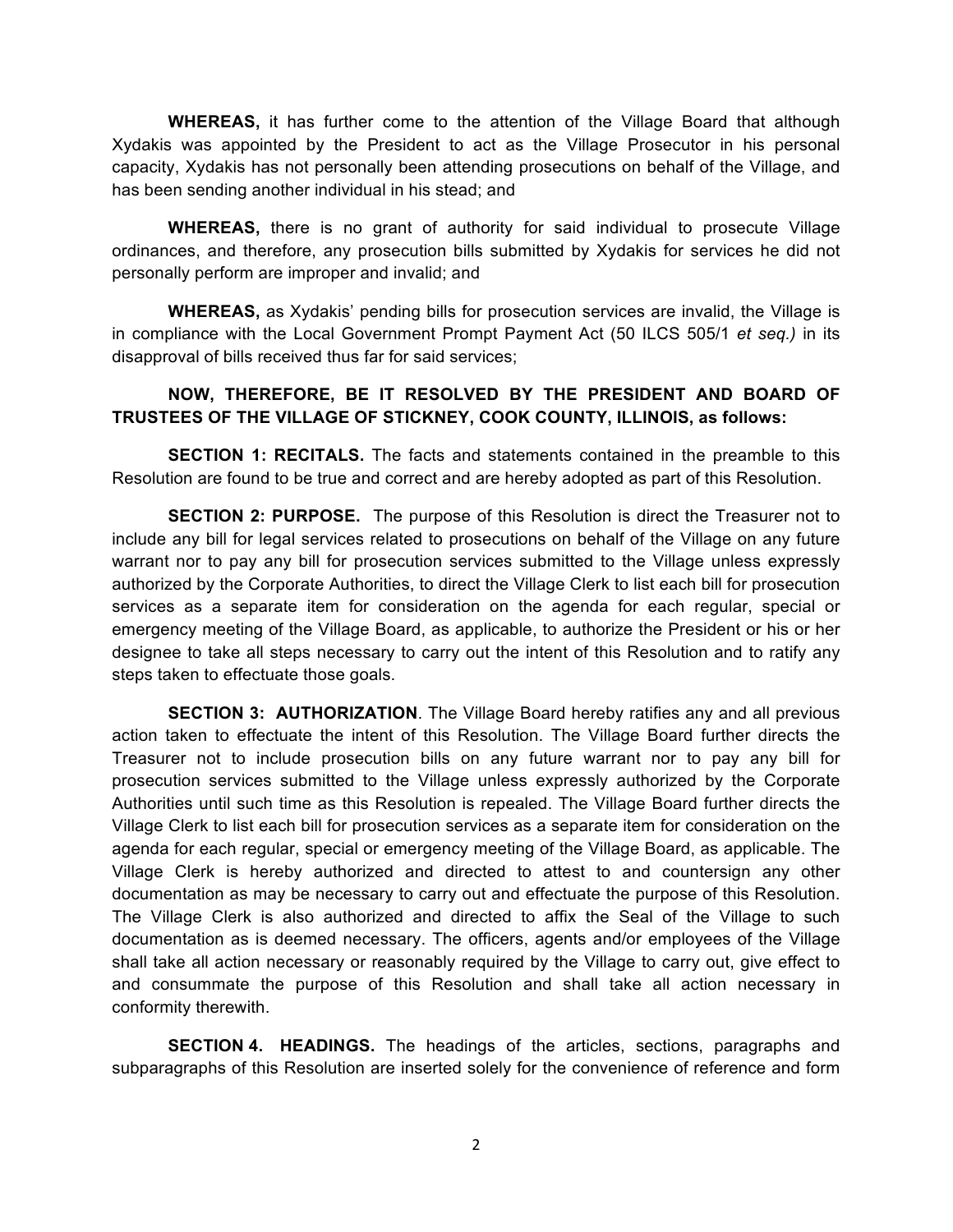**WHEREAS,** it has further come to the attention of the Village Board that although Xydakis was appointed by the President to act as the Village Prosecutor in his personal capacity, Xydakis has not personally been attending prosecutions on behalf of the Village, and has been sending another individual in his stead; and

**WHEREAS,** there is no grant of authority for said individual to prosecute Village ordinances, and therefore, any prosecution bills submitted by Xydakis for services he did not personally perform are improper and invalid; and

**WHEREAS,** as Xydakis' pending bills for prosecution services are invalid, the Village is in compliance with the Local Government Prompt Payment Act (50 ILCS 505/1 *et seq.)* in its disapproval of bills received thus far for said services;

**NOW, THEREFORE, BE IT RESOLVED BY THE PRESIDENT AND BOARD OF TRUSTEES OF THE VILLAGE OF STICKNEY, COOK COUNTY, ILLINOIS, as follows:**

**SECTION 1: RECITALS.** The facts and statements contained in the preamble to this Resolution are found to be true and correct and are hereby adopted as part of this Resolution.

**SECTION 2: PURPOSE.** The purpose of this Resolution is direct the Treasurer not to include any bill for legal services related to prosecutions on behalf of the Village on any future warrant nor to pay any bill for prosecution services submitted to the Village unless expressly authorized by the Corporate Authorities, to direct the Village Clerk to list each bill for prosecution services as a separate item for consideration on the agenda for each regular, special or emergency meeting of the Village Board, as applicable, to authorize the President or his or her designee to take all steps necessary to carry out the intent of this Resolution and to ratify any steps taken to effectuate those goals.

**SECTION 3: AUTHORIZATION**. The Village Board hereby ratifies any and all previous action taken to effectuate the intent of this Resolution. The Village Board further directs the Treasurer not to include prosecution bills on any future warrant nor to pay any bill for prosecution services submitted to the Village unless expressly authorized by the Corporate Authorities until such time as this Resolution is repealed. The Village Board further directs the Village Clerk to list each bill for prosecution services as a separate item for consideration on the agenda for each regular, special or emergency meeting of the Village Board, as applicable. The Village Clerk is hereby authorized and directed to attest to and countersign any other documentation as may be necessary to carry out and effectuate the purpose of this Resolution. The Village Clerk is also authorized and directed to affix the Seal of the Village to such documentation as is deemed necessary. The officers, agents and/or employees of the Village shall take all action necessary or reasonably required by the Village to carry out, give effect to and consummate the purpose of this Resolution and shall take all action necessary in conformity therewith.

**SECTION 4. HEADINGS.** The headings of the articles, sections, paragraphs and subparagraphs of this Resolution are inserted solely for the convenience of reference and form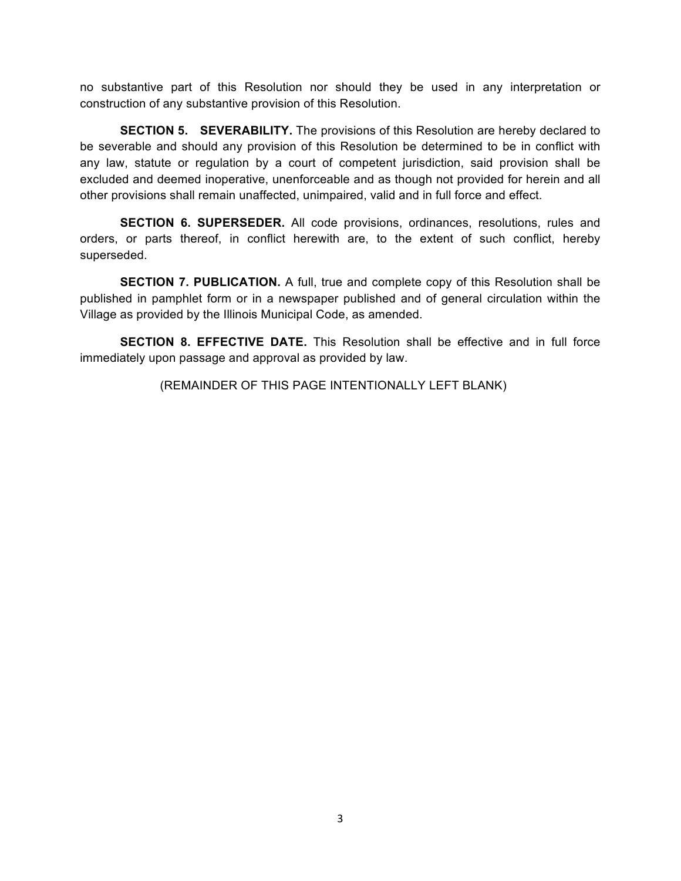no substantive part of this Resolution nor should they be used in any interpretation or construction of any substantive provision of this Resolution.

**SECTION 5. SEVERABILITY.** The provisions of this Resolution are hereby declared to be severable and should any provision of this Resolution be determined to be in conflict with any law, statute or regulation by a court of competent jurisdiction, said provision shall be excluded and deemed inoperative, unenforceable and as though not provided for herein and all other provisions shall remain unaffected, unimpaired, valid and in full force and effect.

**SECTION 6. SUPERSEDER.** All code provisions, ordinances, resolutions, rules and orders, or parts thereof, in conflict herewith are, to the extent of such conflict, hereby superseded.

**SECTION 7. PUBLICATION.** A full, true and complete copy of this Resolution shall be published in pamphlet form or in a newspaper published and of general circulation within the Village as provided by the Illinois Municipal Code, as amended.

**SECTION 8. EFFECTIVE DATE.** This Resolution shall be effective and in full force immediately upon passage and approval as provided by law.

(REMAINDER OF THIS PAGE INTENTIONALLY LEFT BLANK)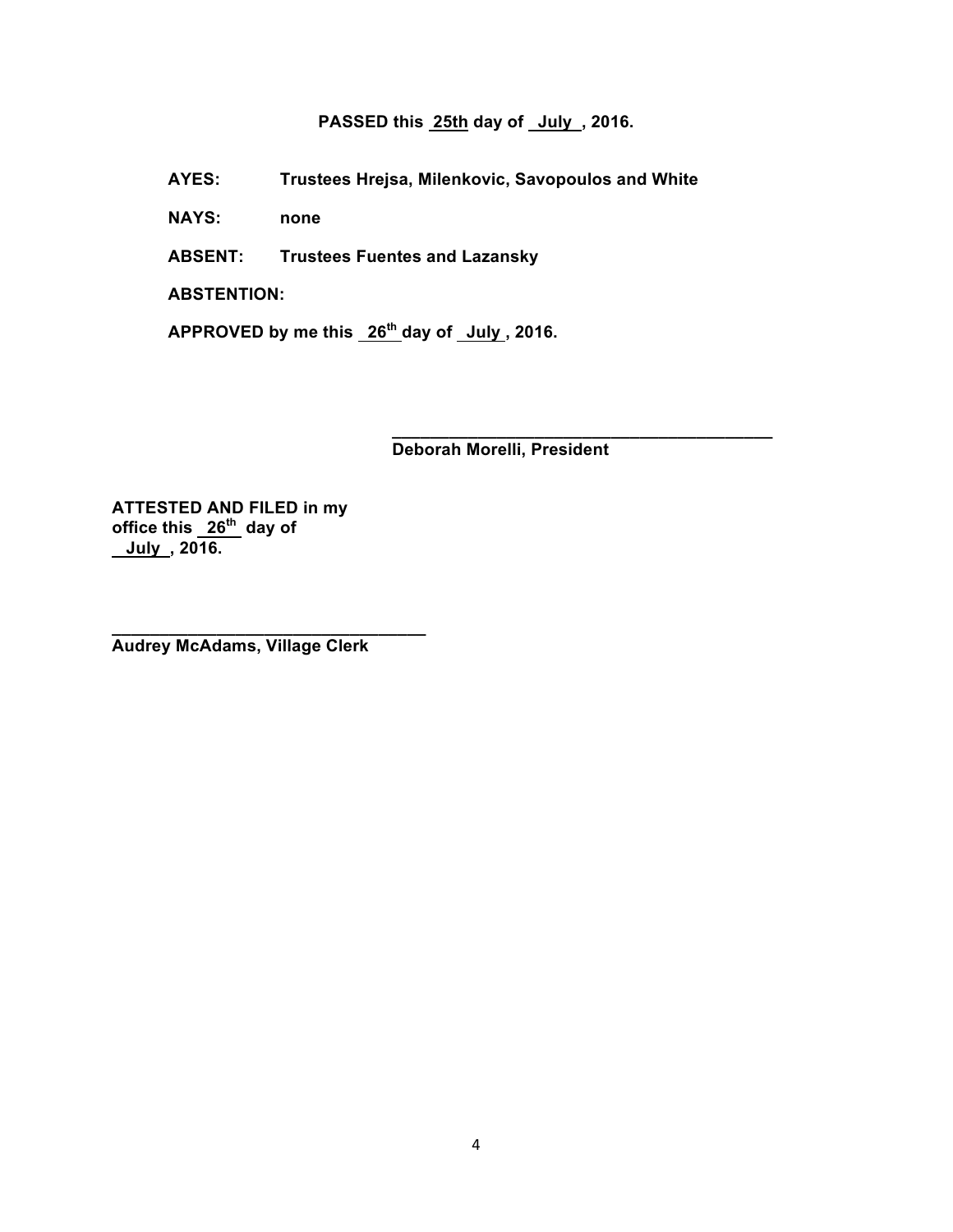**PASSED this 25th day of July, 2016.**

**AYES:** **Trustees Hrejsa, Milenkovic, Savopoulos and White**

**NAYS:** **none**

**ABSENT:** **Trustees Fuentes and Lazansky**

**ABSTENTION:**

**APPROVED by me this 26th day of July, 2016.**

\_\_\_\_\_\_\_\_\_\_\_\_\_\_\_\_\_\_\_\_\_\_\_\_\_\_\_\_\_\_\_\_\_\_\_\_\_\_\_\_\_\_

**Deborah Morelli, President**

**ATTESTED AND FILED in my office this 26th day of July, 2016.**

\_\_\_\_\_\_\_\_\_\_\_\_\_\_\_\_\_\_\_\_\_\_\_\_\_\_\_\_\_\_\_\_\_\_\_

**Audrey McAdams, Village Clerk**